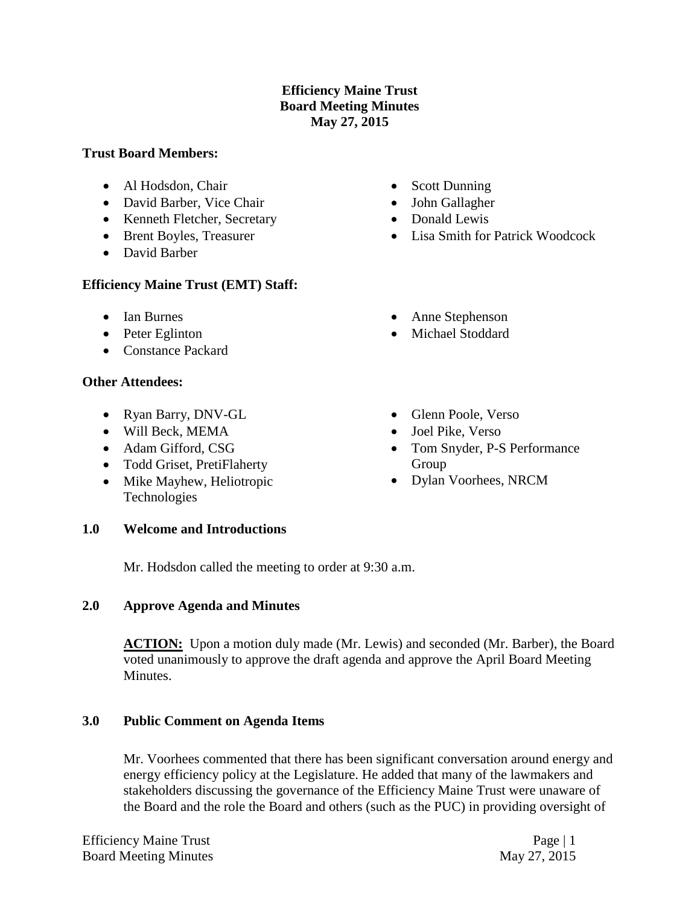**Efficiency Maine Trust**
**Board Meeting Minutes**
**May 27, 2015**

**Trust Board Members:**

- Al Hodsdon, Chair
- David Barber, Vice Chair
- Kenneth Fletcher, Secretary
- Brent Boyles, Treasurer
- David Barber
- Scott Dunning
- John Gallagher
- Donald Lewis
- Lisa Smith for Patrick Woodcock

**Efficiency Maine Trust (EMT) Staff:**

- Ian Burnes
- Peter Eglinton
- Constance Packard
- Anne Stephenson
- Michael Stoddard

**Other Attendees:**

- Ryan Barry, DNV-GL
- Will Beck, MEMA
- Adam Gifford, CSG
- Todd Griset, PretiFlaherty
- Mike Mayhew, Heliotropic Technologies
- Glenn Poole, Verso
- Joel Pike, Verso
- Tom Snyder, P-S Performance Group
- Dylan Voorhees, NRCM

## 1.0 Welcome and Introductions

Mr. Hodsdon called the meeting to order at 9:30 a.m.

## 2.0 Approve Agenda and Minutes

**ACTION:** Upon a motion duly made (Mr. Lewis) and seconded (Mr. Barber), the Board voted unanimously to approve the draft agenda and approve the April Board Meeting Minutes.

## 3.0 Public Comment on Agenda Items

Mr. Voorhees commented that there has been significant conversation around energy and energy efficiency policy at the Legislature. He added that many of the lawmakers and stakeholders discussing the governance of the Efficiency Maine Trust were unaware of the Board and the role the Board and others (such as the PUC) in providing oversight of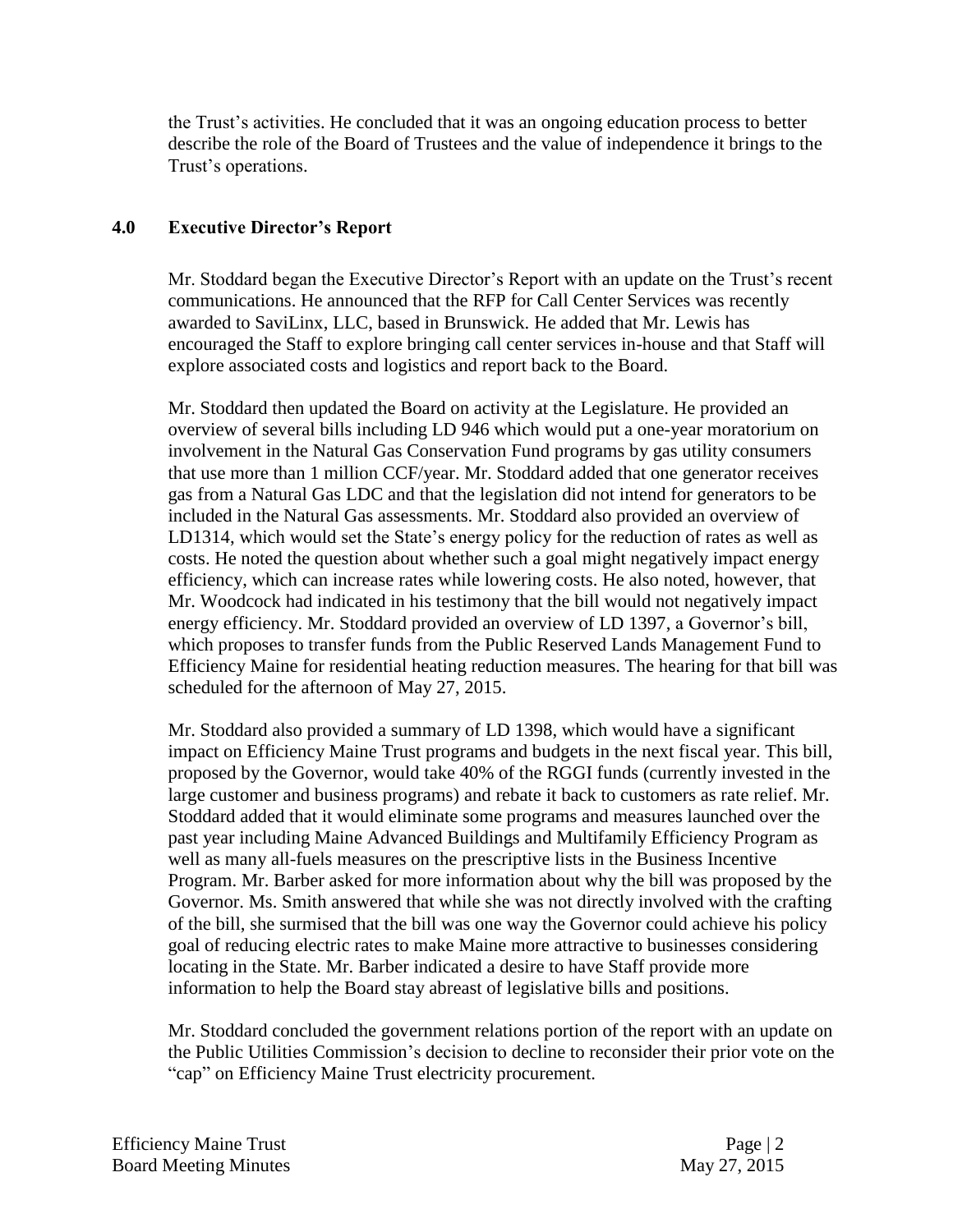the Trust's activities. He concluded that it was an ongoing education process to better describe the role of the Board of Trustees and the value of independence it brings to the Trust's operations.

## 4.0 Executive Director's Report

Mr. Stoddard began the Executive Director's Report with an update on the Trust's recent communications. He announced that the RFP for Call Center Services was recently awarded to SaviLinx, LLC, based in Brunswick. He added that Mr. Lewis has encouraged the Staff to explore bringing call center services in-house and that Staff will explore associated costs and logistics and report back to the Board.

Mr. Stoddard then updated the Board on activity at the Legislature. He provided an overview of several bills including LD 946 which would put a one-year moratorium on involvement in the Natural Gas Conservation Fund programs by gas utility consumers that use more than 1 million CCF/year. Mr. Stoddard added that one generator receives gas from a Natural Gas LDC and that the legislation did not intend for generators to be included in the Natural Gas assessments. Mr. Stoddard also provided an overview of LD1314, which would set the State's energy policy for the reduction of rates as well as costs. He noted the question about whether such a goal might negatively impact energy efficiency, which can increase rates while lowering costs. He also noted, however, that Mr. Woodcock had indicated in his testimony that the bill would not negatively impact energy efficiency. Mr. Stoddard provided an overview of LD 1397, a Governor's bill, which proposes to transfer funds from the Public Reserved Lands Management Fund to Efficiency Maine for residential heating reduction measures. The hearing for that bill was scheduled for the afternoon of May 27, 2015.

Mr. Stoddard also provided a summary of LD 1398, which would have a significant impact on Efficiency Maine Trust programs and budgets in the next fiscal year. This bill, proposed by the Governor, would take 40% of the RGGI funds (currently invested in the large customer and business programs) and rebate it back to customers as rate relief. Mr. Stoddard added that it would eliminate some programs and measures launched over the past year including Maine Advanced Buildings and Multifamily Efficiency Program as well as many all-fuels measures on the prescriptive lists in the Business Incentive Program. Mr. Barber asked for more information about why the bill was proposed by the Governor. Ms. Smith answered that while she was not directly involved with the crafting of the bill, she surmised that the bill was one way the Governor could achieve his policy goal of reducing electric rates to make Maine more attractive to businesses considering locating in the State. Mr. Barber indicated a desire to have Staff provide more information to help the Board stay abreast of legislative bills and positions.

Mr. Stoddard concluded the government relations portion of the report with an update on the Public Utilities Commission's decision to decline to reconsider their prior vote on the "cap" on Efficiency Maine Trust electricity procurement.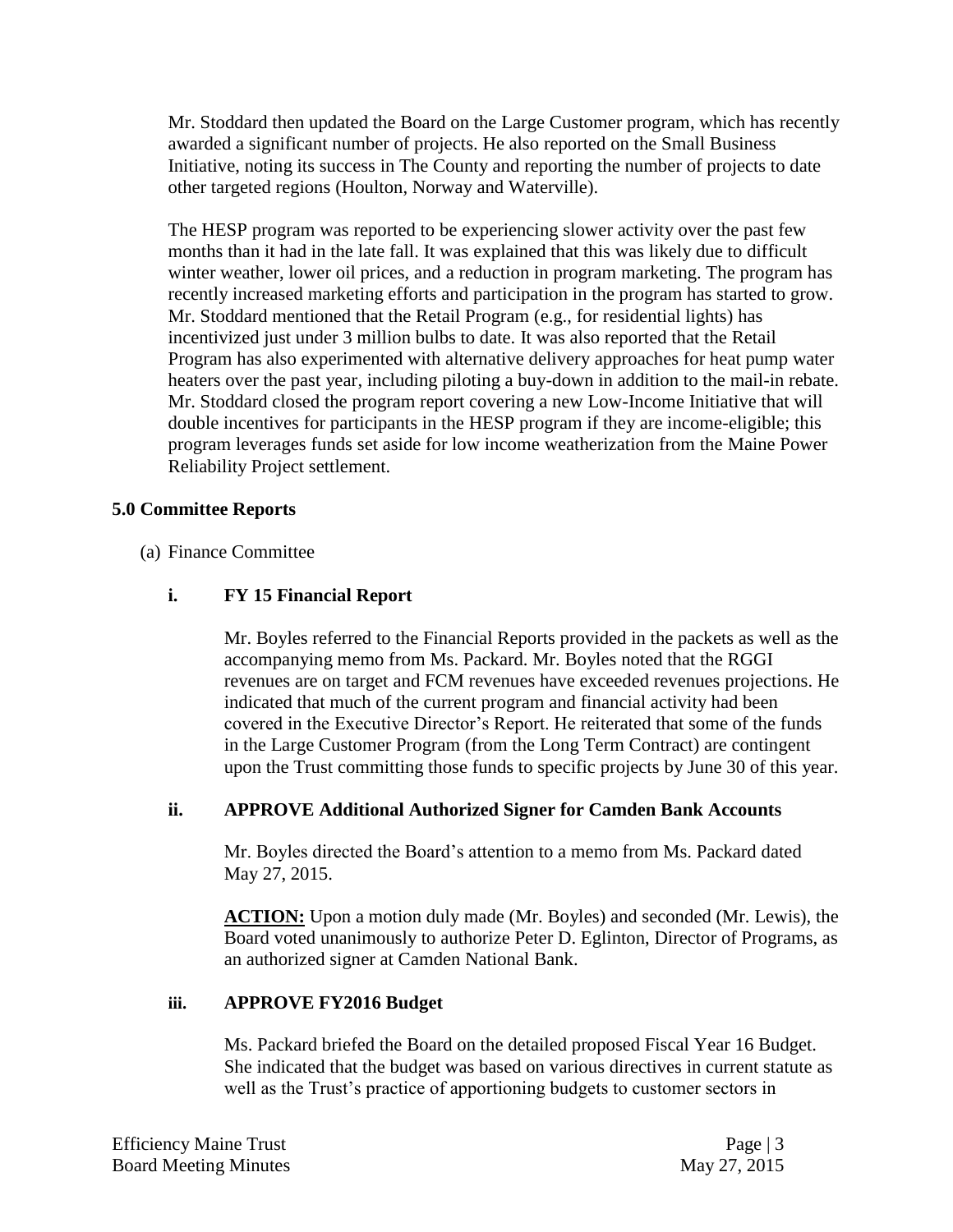Mr. Stoddard then updated the Board on the Large Customer program, which has recently awarded a significant number of projects. He also reported on the Small Business Initiative, noting its success in The County and reporting the number of projects to date other targeted regions (Houlton, Norway and Waterville).

The HESP program was reported to be experiencing slower activity over the past few months than it had in the late fall. It was explained that this was likely due to difficult winter weather, lower oil prices, and a reduction in program marketing. The program has recently increased marketing efforts and participation in the program has started to grow. Mr. Stoddard mentioned that the Retail Program (e.g., for residential lights) has incentivized just under 3 million bulbs to date. It was also reported that the Retail Program has also experimented with alternative delivery approaches for heat pump water heaters over the past year, including piloting a buy-down in addition to the mail-in rebate. Mr. Stoddard closed the program report covering a new Low-Income Initiative that will double incentives for participants in the HESP program if they are income-eligible; this program leverages funds set aside for low income weatherization from the Maine Power Reliability Project settlement.

## 5.0 Committee Reports

(a) Finance Committee

### i. FY 15 Financial Report

Mr. Boyles referred to the Financial Reports provided in the packets as well as the accompanying memo from Ms. Packard. Mr. Boyles noted that the RGGI revenues are on target and FCM revenues have exceeded revenues projections. He indicated that much of the current program and financial activity had been covered in the Executive Director's Report. He reiterated that some of the funds in the Large Customer Program (from the Long Term Contract) are contingent upon the Trust committing those funds to specific projects by June 30 of this year.

### ii. APPROVE Additional Authorized Signer for Camden Bank Accounts

Mr. Boyles directed the Board's attention to a memo from Ms. Packard dated May 27, 2015.

**ACTION:** Upon a motion duly made (Mr. Boyles) and seconded (Mr. Lewis), the Board voted unanimously to authorize Peter D. Eglinton, Director of Programs, as an authorized signer at Camden National Bank.

### iii. APPROVE FY2016 Budget

Ms. Packard briefed the Board on the detailed proposed Fiscal Year 16 Budget. She indicated that the budget was based on various directives in current statute as well as the Trust's practice of apportioning budgets to customer sectors in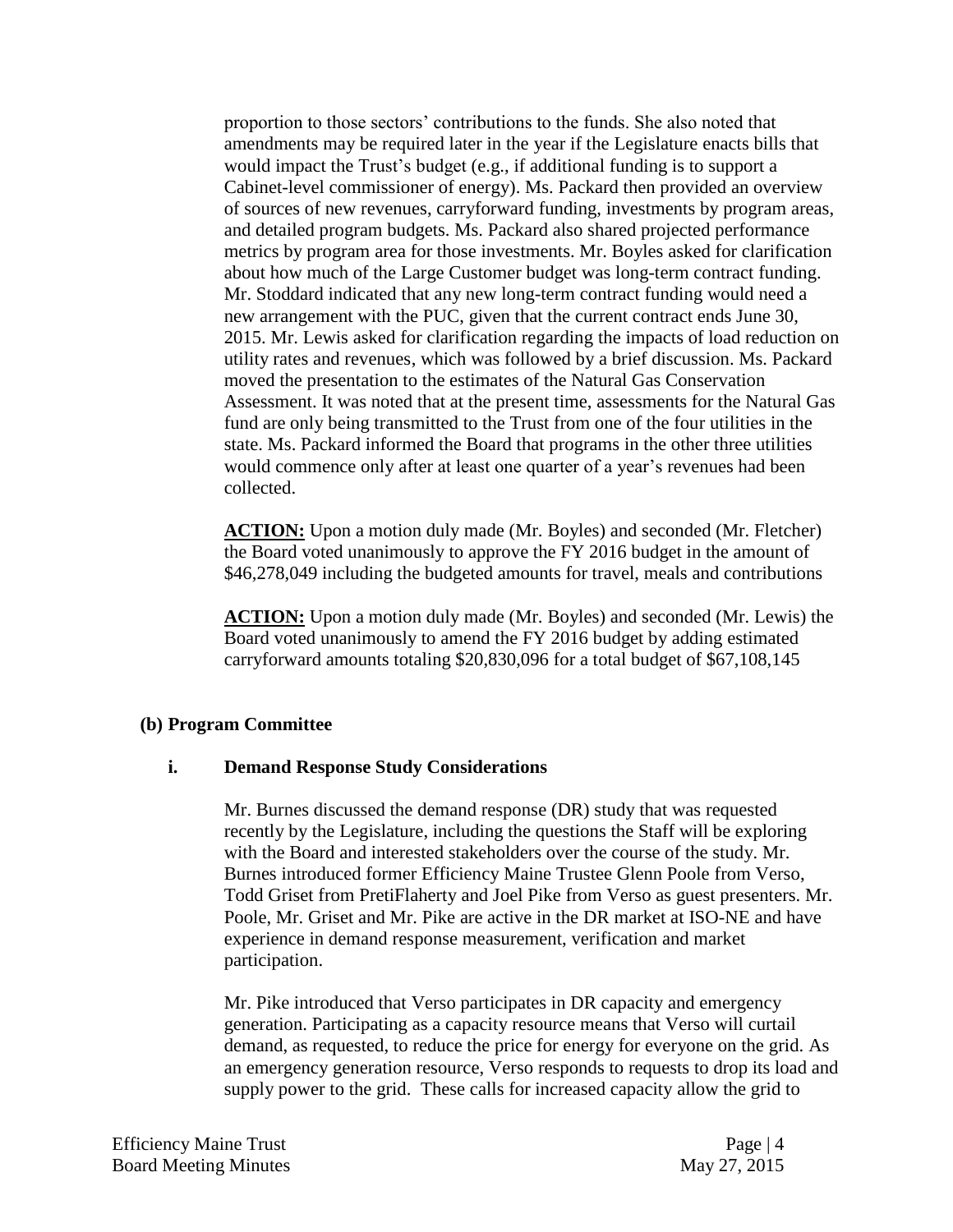proportion to those sectors' contributions to the funds. She also noted that amendments may be required later in the year if the Legislature enacts bills that would impact the Trust's budget (e.g., if additional funding is to support a Cabinet-level commissioner of energy). Ms. Packard then provided an overview of sources of new revenues, carryforward funding, investments by program areas, and detailed program budgets. Ms. Packard also shared projected performance metrics by program area for those investments. Mr. Boyles asked for clarification about how much of the Large Customer budget was long-term contract funding. Mr. Stoddard indicated that any new long-term contract funding would need a new arrangement with the PUC, given that the current contract ends June 30, 2015. Mr. Lewis asked for clarification regarding the impacts of load reduction on utility rates and revenues, which was followed by a brief discussion. Ms. Packard moved the presentation to the estimates of the Natural Gas Conservation Assessment. It was noted that at the present time, assessments for the Natural Gas fund are only being transmitted to the Trust from one of the four utilities in the state. Ms. Packard informed the Board that programs in the other three utilities would commence only after at least one quarter of a year's revenues had been collected.

**ACTION:** Upon a motion duly made (Mr. Boyles) and seconded (Mr. Fletcher) the Board voted unanimously to approve the FY 2016 budget in the amount of $46,278,049 including the budgeted amounts for travel, meals and contributions

**ACTION:** Upon a motion duly made (Mr. Boyles) and seconded (Mr. Lewis) the Board voted unanimously to amend the FY 2016 budget by adding estimated carryforward amounts totaling $20,830,096 for a total budget of $67,108,145

### (b) Program Committee

#### i. Demand Response Study Considerations

Mr. Burnes discussed the demand response (DR) study that was requested recently by the Legislature, including the questions the Staff will be exploring with the Board and interested stakeholders over the course of the study. Mr. Burnes introduced former Efficiency Maine Trustee Glenn Poole from Verso, Todd Griset from PretiFlaherty and Joel Pike from Verso as guest presenters. Mr. Poole, Mr. Griset and Mr. Pike are active in the DR market at ISO-NE and have experience in demand response measurement, verification and market participation.

Mr. Pike introduced that Verso participates in DR capacity and emergency generation. Participating as a capacity resource means that Verso will curtail demand, as requested, to reduce the price for energy for everyone on the grid. As an emergency generation resource, Verso responds to requests to drop its load and supply power to the grid. These calls for increased capacity allow the grid to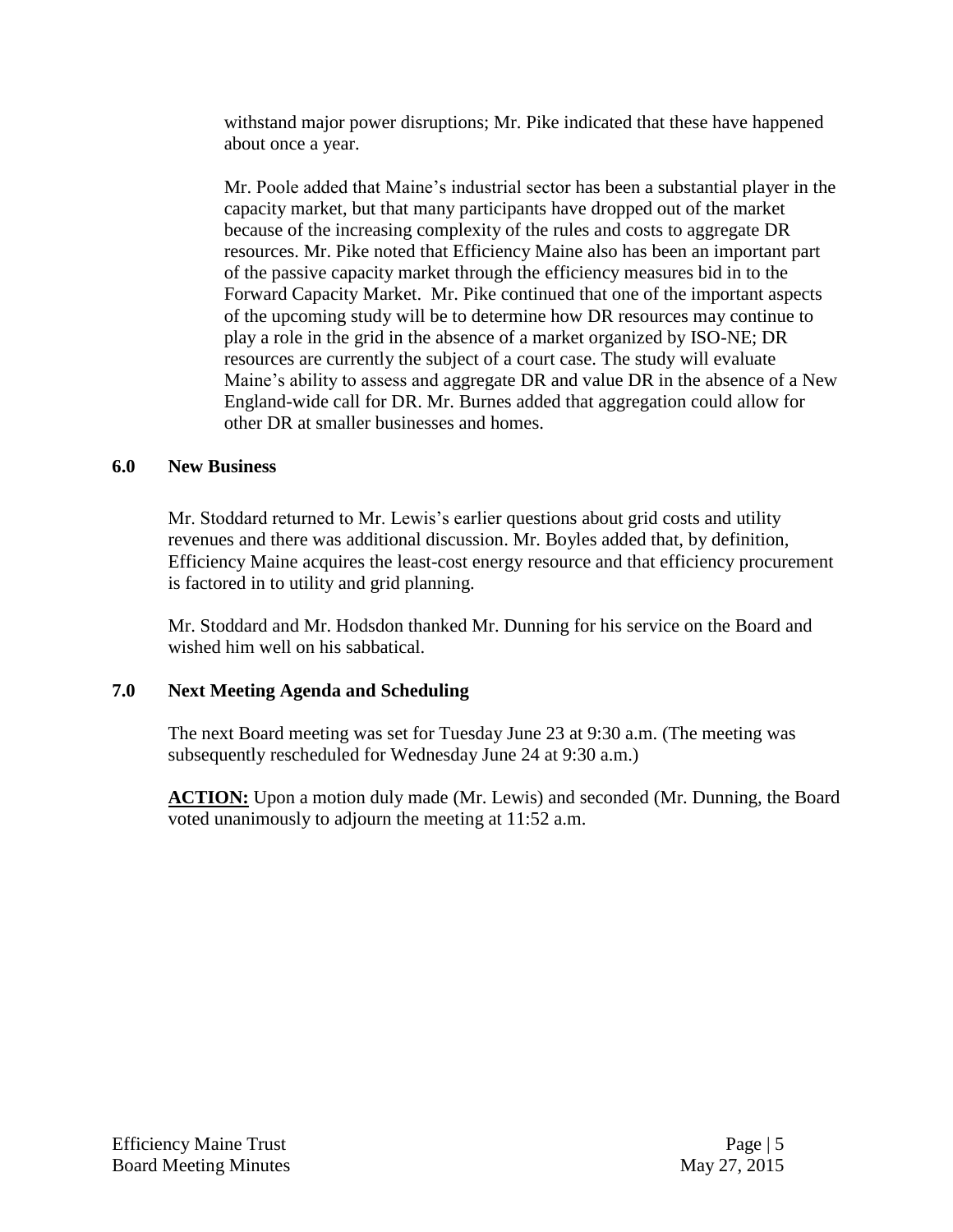withstand major power disruptions; Mr. Pike indicated that these have happened about once a year.

Mr. Poole added that Maine's industrial sector has been a substantial player in the capacity market, but that many participants have dropped out of the market because of the increasing complexity of the rules and costs to aggregate DR resources. Mr. Pike noted that Efficiency Maine also has been an important part of the passive capacity market through the efficiency measures bid in to the Forward Capacity Market. Mr. Pike continued that one of the important aspects of the upcoming study will be to determine how DR resources may continue to play a role in the grid in the absence of a market organized by ISO-NE; DR resources are currently the subject of a court case. The study will evaluate Maine's ability to assess and aggregate DR and value DR in the absence of a New England-wide call for DR. Mr. Burnes added that aggregation could allow for other DR at smaller businesses and homes.

## 6.0 New Business

Mr. Stoddard returned to Mr. Lewis's earlier questions about grid costs and utility revenues and there was additional discussion. Mr. Boyles added that, by definition, Efficiency Maine acquires the least-cost energy resource and that efficiency procurement is factored in to utility and grid planning.

Mr. Stoddard and Mr. Hodsdon thanked Mr. Dunning for his service on the Board and wished him well on his sabbatical.

## 7.0 Next Meeting Agenda and Scheduling

The next Board meeting was set for Tuesday June 23 at 9:30 a.m. (The meeting was subsequently rescheduled for Wednesday June 24 at 9:30 a.m.)

**ACTION:** Upon a motion duly made (Mr. Lewis) and seconded (Mr. Dunning, the Board voted unanimously to adjourn the meeting at 11:52 a.m.